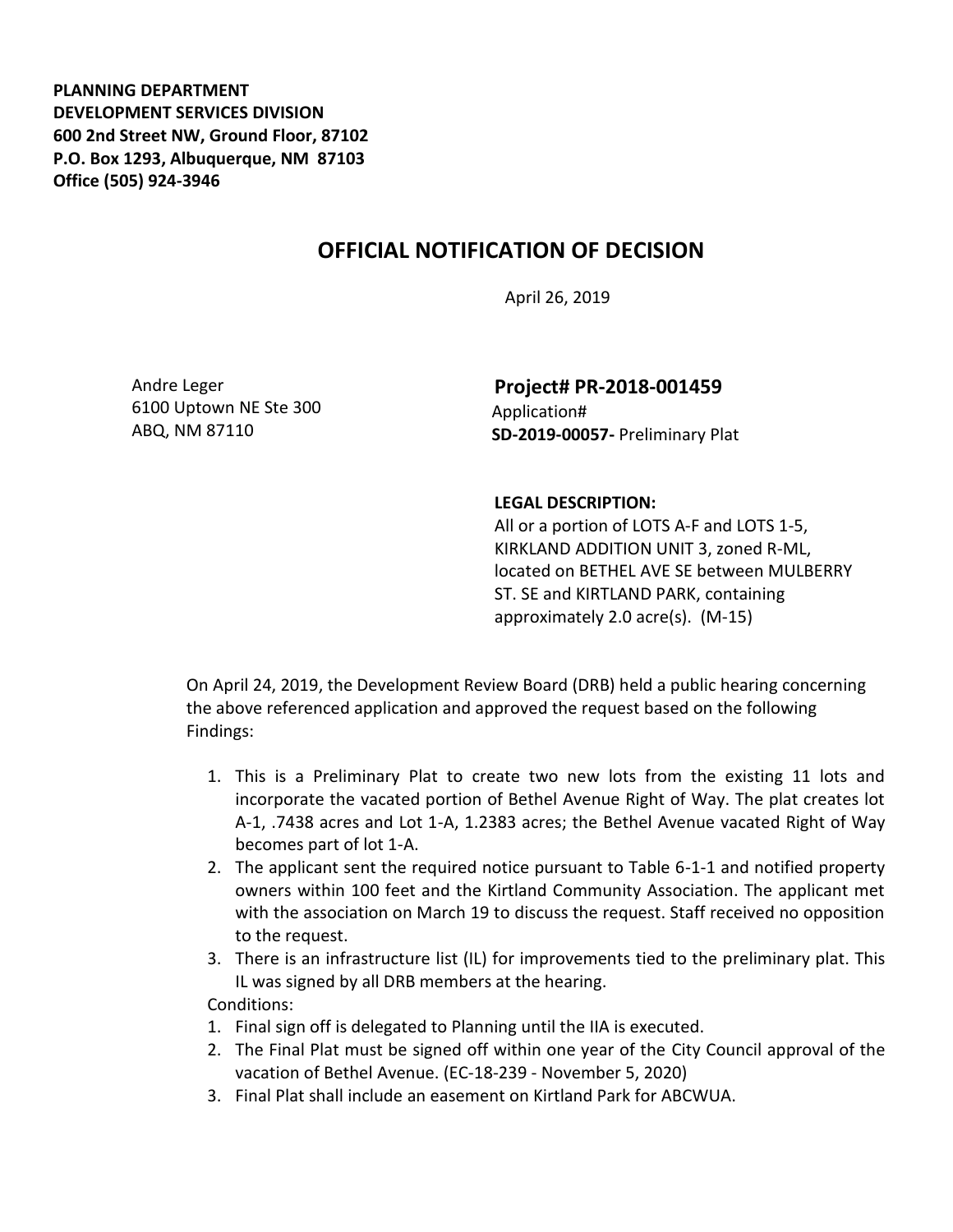**PLANNING DEPARTMENT**
**DEVELOPMENT SERVICES DIVISION**
**600 2nd Street NW, Ground Floor, 87102**
**P.O. Box 1293, Albuquerque, NM 87103**
**Office (505) 924-3946**

# OFFICIAL NOTIFICATION OF DECISION

April 26, 2019

Andre Leger
6100 Uptown NE Ste 300
ABQ, NM 87110

**Project# PR-2018-001459**
Application#
**SD-2019-00057-** Preliminary Plat

**LEGAL DESCRIPTION:**
All or a portion of LOTS A-F and LOTS 1-5, KIRKLAND ADDITION UNIT 3, zoned R-ML, located on BETHEL AVE SE between MULBERRY ST. SE and KIRTLAND PARK, containing approximately 2.0 acre(s). (M-15)

On April 24, 2019, the Development Review Board (DRB) held a public hearing concerning the above referenced application and approved the request based on the following Findings:

1. This is a Preliminary Plat to create two new lots from the existing 11 lots and incorporate the vacated portion of Bethel Avenue Right of Way. The plat creates lot A-1, .7438 acres and Lot 1-A, 1.2383 acres; the Bethel Avenue vacated Right of Way becomes part of lot 1-A.
2. The applicant sent the required notice pursuant to Table 6-1-1 and notified property owners within 100 feet and the Kirtland Community Association. The applicant met with the association on March 19 to discuss the request. Staff received no opposition to the request.
3. There is an infrastructure list (IL) for improvements tied to the preliminary plat. This IL was signed by all DRB members at the hearing.

Conditions:

1. Final sign off is delegated to Planning until the IIA is executed.
2. The Final Plat must be signed off within one year of the City Council approval of the vacation of Bethel Avenue. (EC-18-239 - November 5, 2020)
3. Final Plat shall include an easement on Kirtland Park for ABCWUA.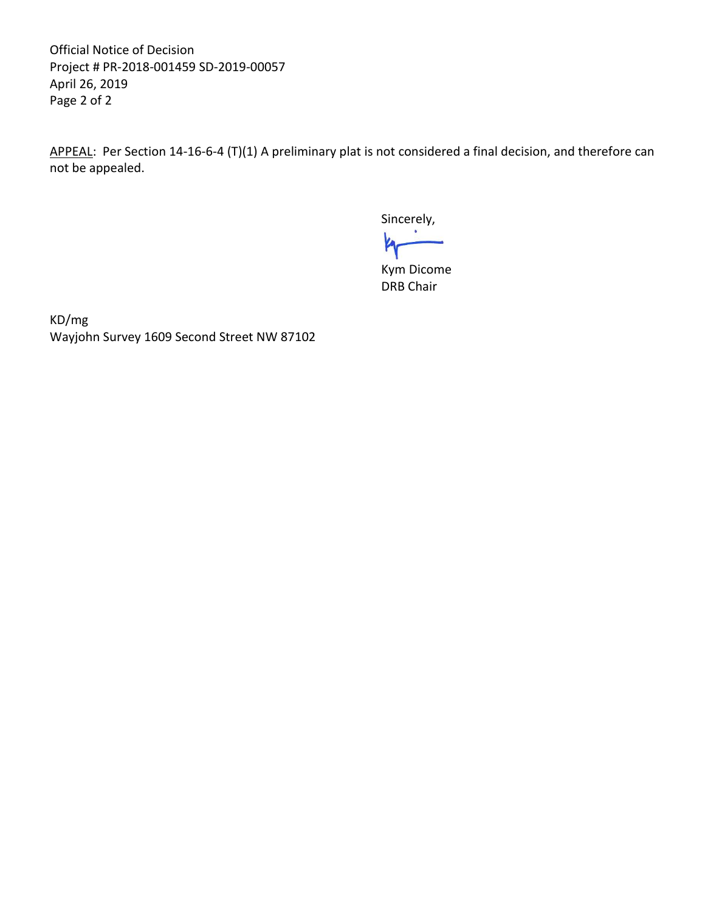APPEAL: Per Section 14-16-6-4 (T)(1) A preliminary plat is not considered a final decision, and therefore can not be appealed.

Sincerely,

Kym Dicome
DRB Chair

KD/mg
Wayjohn Survey 1609 Second Street NW 87102